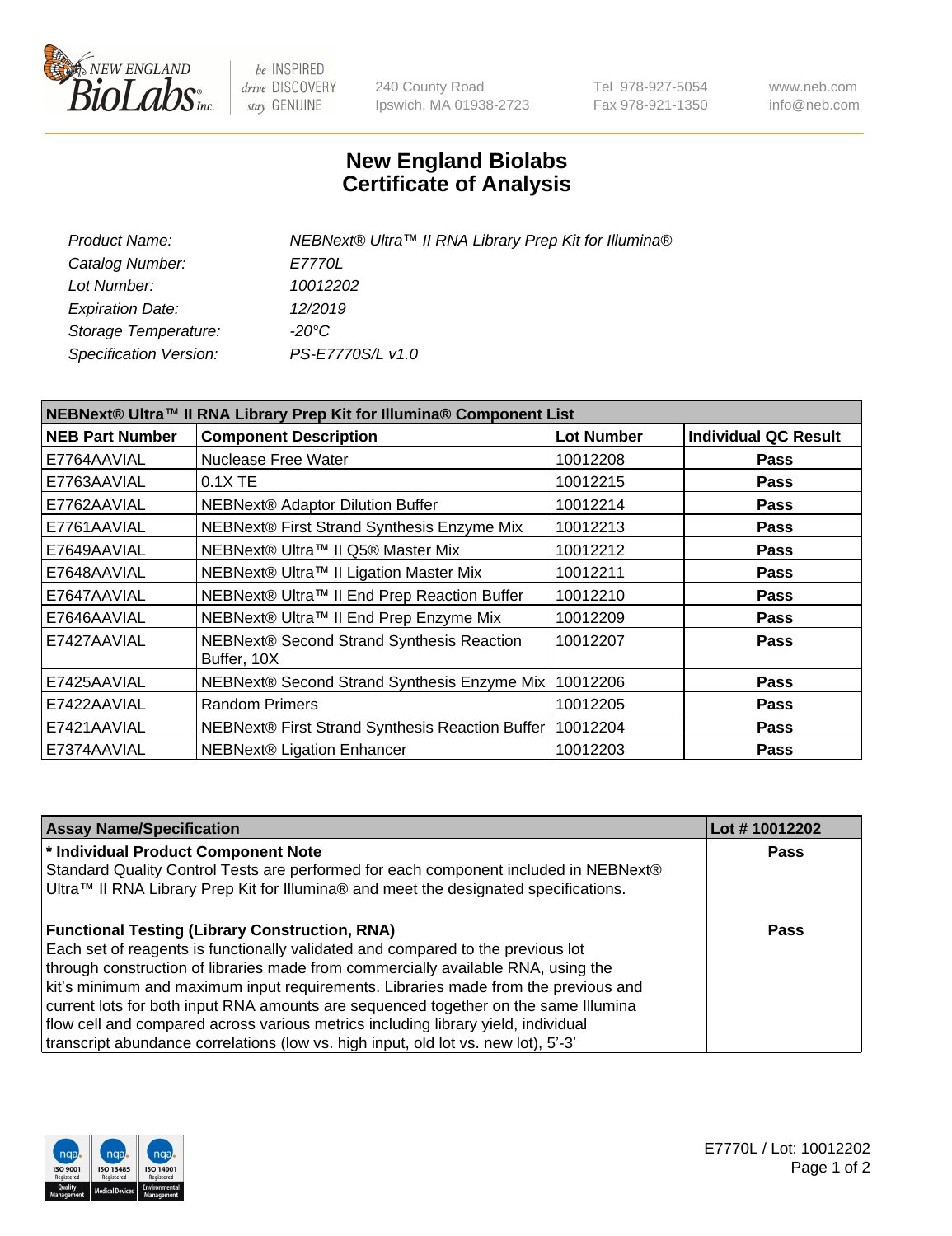# New England Biolabs Certificate of Analysis

| | |
|---|---|
| *Product Name:* | *NEBNext® Ultra™ II RNA Library Prep Kit for Illumina®* |
| *Catalog Number:* | *E7770L* |
| *Lot Number:* | *10012202* |
| *Expiration Date:* | *12/2019* |
| *Storage Temperature:* | *-20°C* |
| *Specification Version:* | *PS-E7770S/L v1.0* |

**NEBNext® Ultra™ II RNA Library Prep Kit for Illumina® Component List**

| NEB Part Number | Component Description | Lot Number | Individual QC Result |
|---|---|---|---|
| E7764AAVIAL | Nuclease Free Water | 10012208 | Pass |
| E7763AAVIAL | 0.1X TE | 10012215 | Pass |
| E7762AAVIAL | NEBNext® Adaptor Dilution Buffer | 10012214 | Pass |
| E7761AAVIAL | NEBNext® First Strand Synthesis Enzyme Mix | 10012213 | Pass |
| E7649AAVIAL | NEBNext® Ultra™ II Q5® Master Mix | 10012212 | Pass |
| E7648AAVIAL | NEBNext® Ultra™ II Ligation Master Mix | 10012211 | Pass |
| E7647AAVIAL | NEBNext® Ultra™ II End Prep Reaction Buffer | 10012210 | Pass |
| E7646AAVIAL | NEBNext® Ultra™ II End Prep Enzyme Mix | 10012209 | Pass |
| E7427AAVIAL | NEBNext® Second Strand Synthesis Reaction Buffer, 10X | 10012207 | Pass |
| E7425AAVIAL | NEBNext® Second Strand Synthesis Enzyme Mix | 10012206 | Pass |
| E7422AAVIAL | Random Primers | 10012205 | Pass |
| E7421AAVIAL | NEBNext® First Strand Synthesis Reaction Buffer | 10012204 | Pass |
| E7374AAVIAL | NEBNext® Ligation Enhancer | 10012203 | Pass |

| Assay Name/Specification | Lot # 10012202 |
|---|---|
| **\* Individual Product Component Note**<br>Standard Quality Control Tests are performed for each component included in NEBNext® Ultra™ II RNA Library Prep Kit for Illumina® and meet the designated specifications. | Pass |
| **Functional Testing (Library Construction, RNA)**<br>Each set of reagents is functionally validated and compared to the previous lot through construction of libraries made from commercially available RNA, using the kit's minimum and maximum input requirements. Libraries made from the previous and current lots for both input RNA amounts are sequenced together on the same Illumina flow cell and compared across various metrics including library yield, individual transcript abundance correlations (low vs. high input, old lot vs. new lot), 5'-3' | Pass |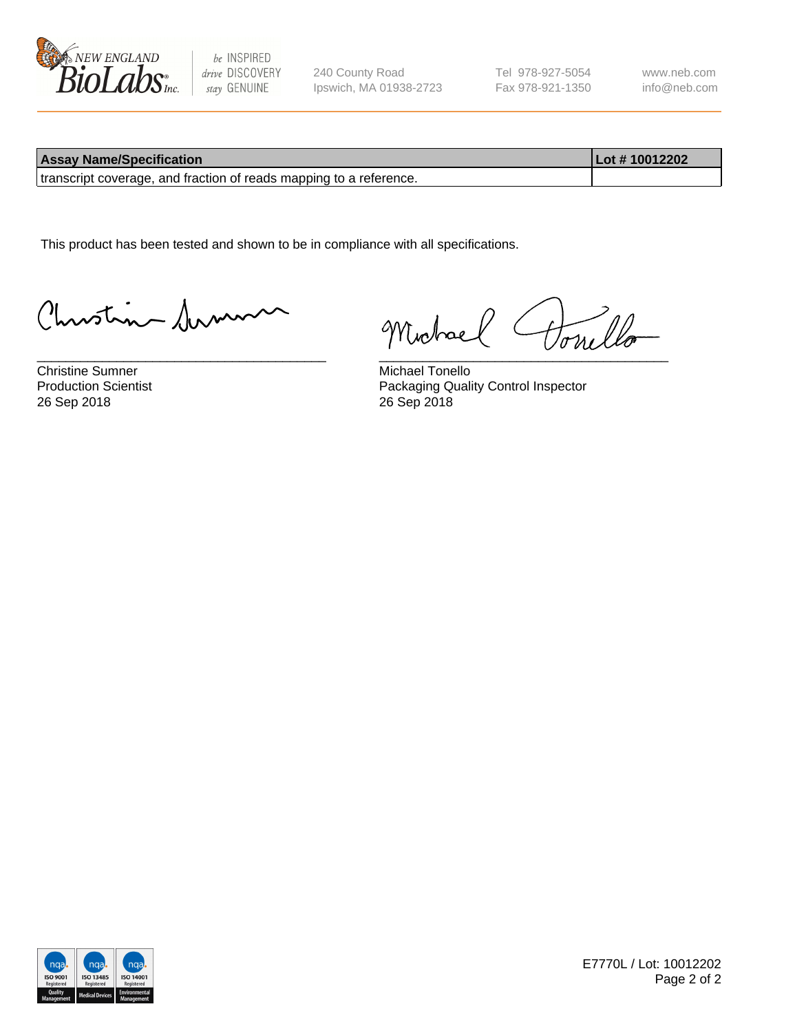| Assay Name/Specification | Lot # 10012202 |
| --- | --- |
| transcript coverage, and fraction of reads mapping to a reference. | |

This product has been tested and shown to be in compliance with all specifications.

Christine Sumner
Production Scientist
26 Sep 2018

Michael Tonello
Packaging Quality Control Inspector
26 Sep 2018

E7770L / Lot: 10012202